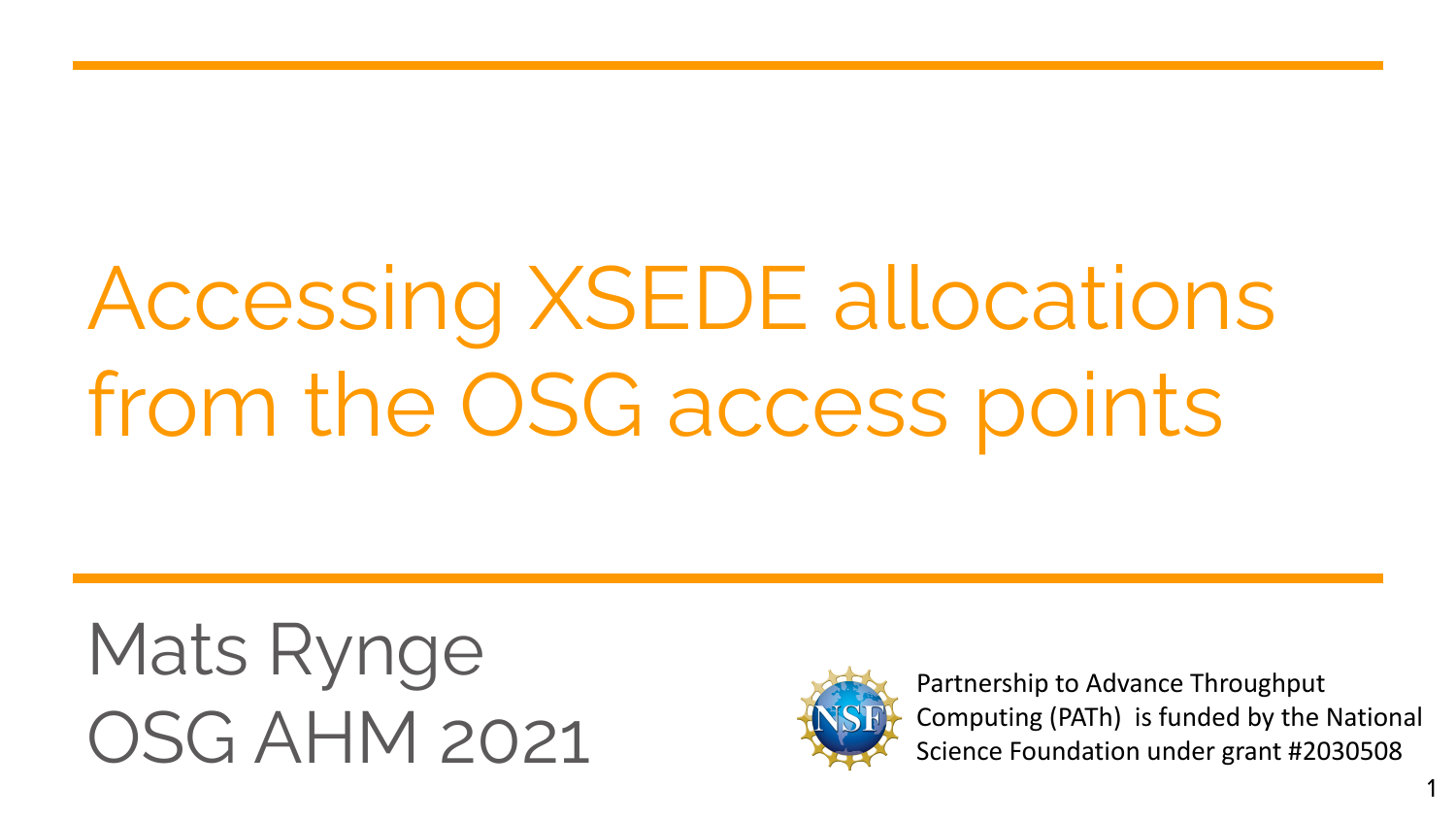# Accessing XSEDE allocations from the OSG access points

Mats Rynge
OSG AHM 2021

Partnership to Advance Throughput Computing (PATh) is funded by the National Science Foundation under grant #2030508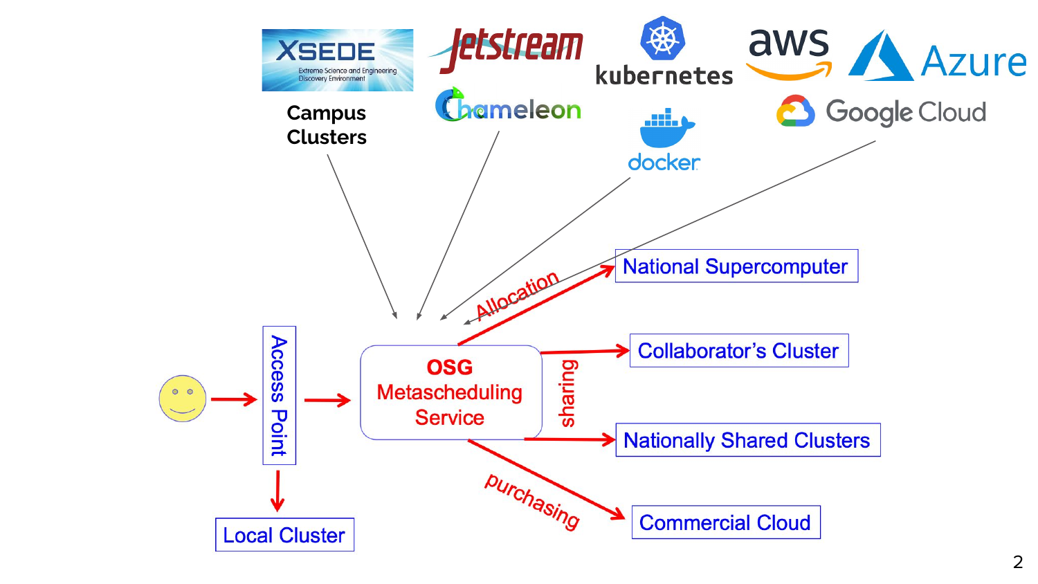Campus Clusters

Access Point

Local Cluster

**OSG**
Metascheduling Service

Allocation

National Supercomputer

sharing

Collaborator's Cluster

Nationally Shared Clusters

purchasing

Commercial Cloud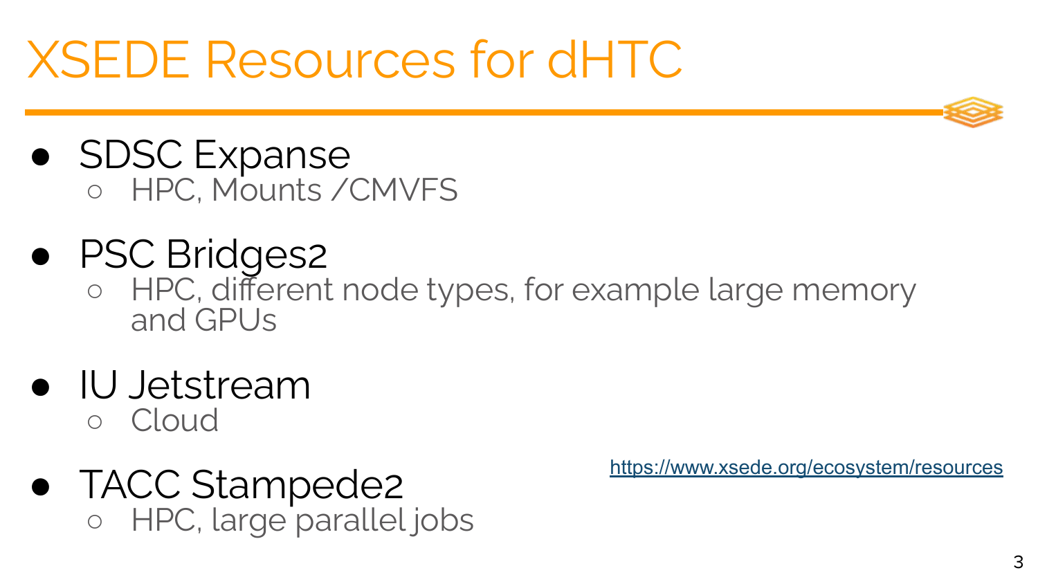# XSEDE Resources for dHTC

- SDSC Expanse
  - HPC, Mounts /CMVFS
- PSC Bridges2
  - HPC, different node types, for example large memory and GPUs
- IU Jetstream
  - Cloud
- TACC Stampede2
  - HPC, large parallel jobs

https://www.xsede.org/ecosystem/resources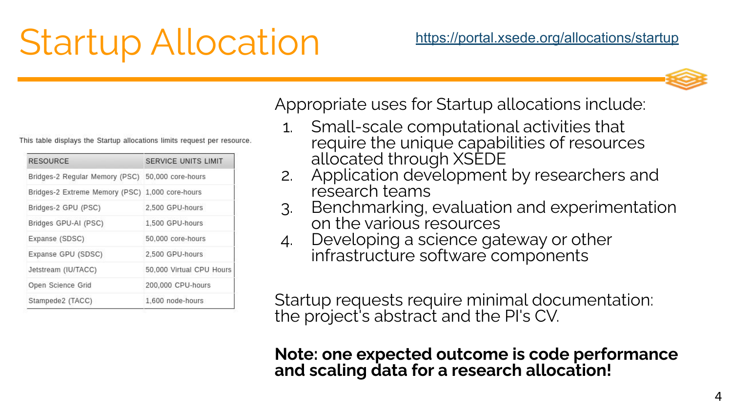# Startup Allocation

https://portal.xsede.org/allocations/startup

This table displays the Startup allocations limits request per resource.

| RESOURCE | SERVICE UNITS LIMIT |
| --- | --- |
| Bridges-2 Regular Memory (PSC) | 50,000 core-hours |
| Bridges-2 Extreme Memory (PSC) | 1,000 core-hours |
| Bridges-2 GPU (PSC) | 2,500 GPU-hours |
| Bridges GPU-AI (PSC) | 1,500 GPU-hours |
| Expanse (SDSC) | 50,000 core-hours |
| Expanse GPU (SDSC) | 2,500 GPU-hours |
| Jetstream (IU/TACC) | 50,000 Virtual CPU Hours |
| Open Science Grid | 200,000 CPU-hours |
| Stampede2 (TACC) | 1,600 node-hours |

Appropriate uses for Startup allocations include:

1. Small-scale computational activities that require the unique capabilities of resources allocated through XSEDE
2. Application development by researchers and research teams
3. Benchmarking, evaluation and experimentation on the various resources
4. Developing a science gateway or other infrastructure software components

Startup requests require minimal documentation: the project's abstract and the PI's CV.

**Note: one expected outcome is code performance and scaling data for a research allocation!**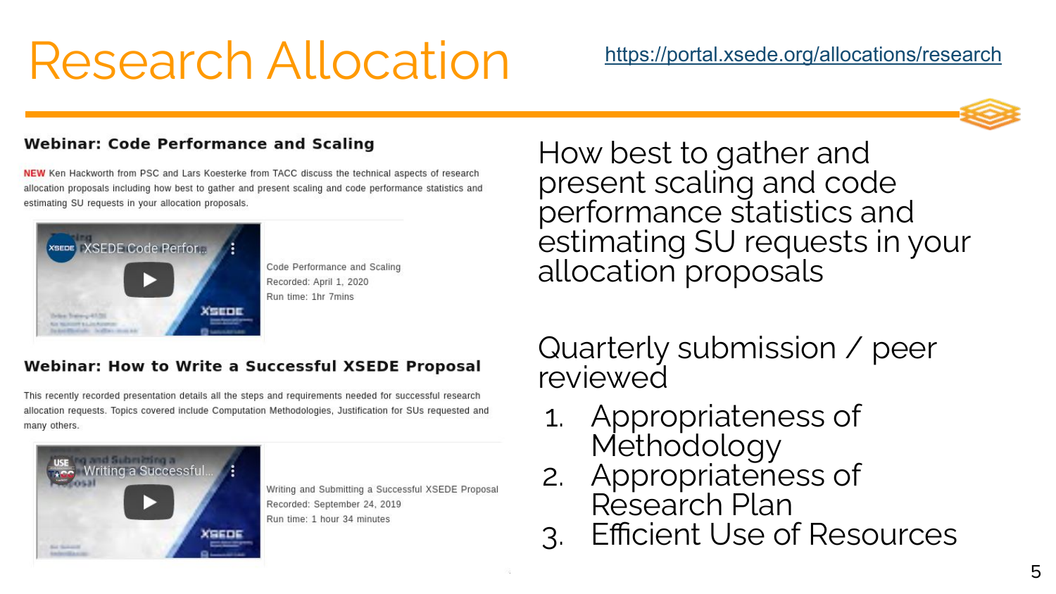# Research Allocation

https://portal.xsede.org/allocations/research

### Webinar: Code Performance and Scaling

**NEW** Ken Hackworth from PSC and Lars Koesterke from TACC discuss the technical aspects of research allocation proposals including how best to gather and present scaling and code performance statistics and estimating SU requests in your allocation proposals.

Code Performance and Scaling
Recorded: April 1, 2020
Run time: 1hr 7mins

### Webinar: How to Write a Successful XSEDE Proposal

This recently recorded presentation details all the steps and requirements needed for successful research allocation requests. Topics covered include Computation Methodologies, Justification for SUs requested and many others.

Writing and Submitting a Successful XSEDE Proposal
Recorded: September 24, 2019
Run time: 1 hour 34 minutes

How best to gather and present scaling and code performance statistics and estimating SU requests in your allocation proposals

Quarterly submission / peer reviewed

1. Appropriateness of Methodology
2. Appropriateness of Research Plan
3. Efficient Use of Resources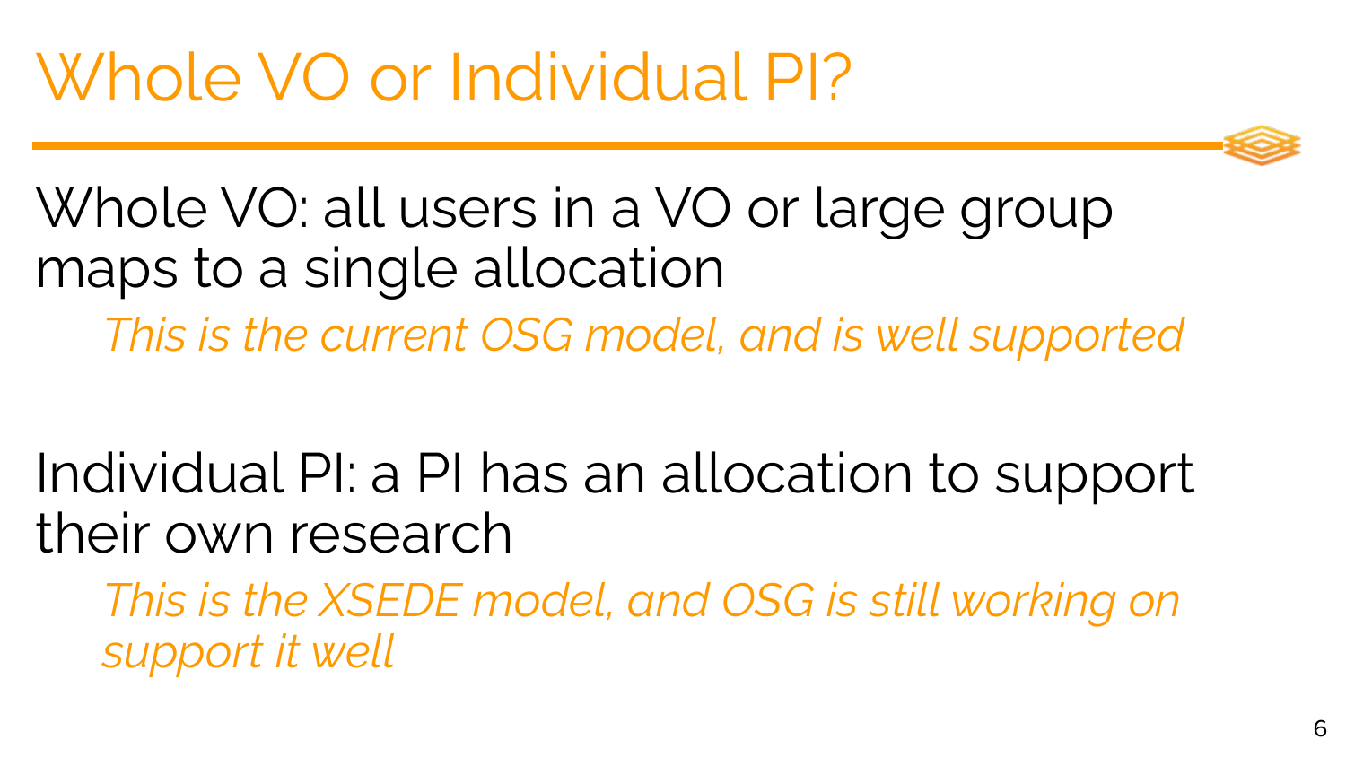# Whole VO or Individual PI?

Whole VO: all users in a VO or large group maps to a single allocation

*This is the current OSG model, and is well supported*

Individual PI: a PI has an allocation to support their own research

*This is the XSEDE model, and OSG is still working on support it well*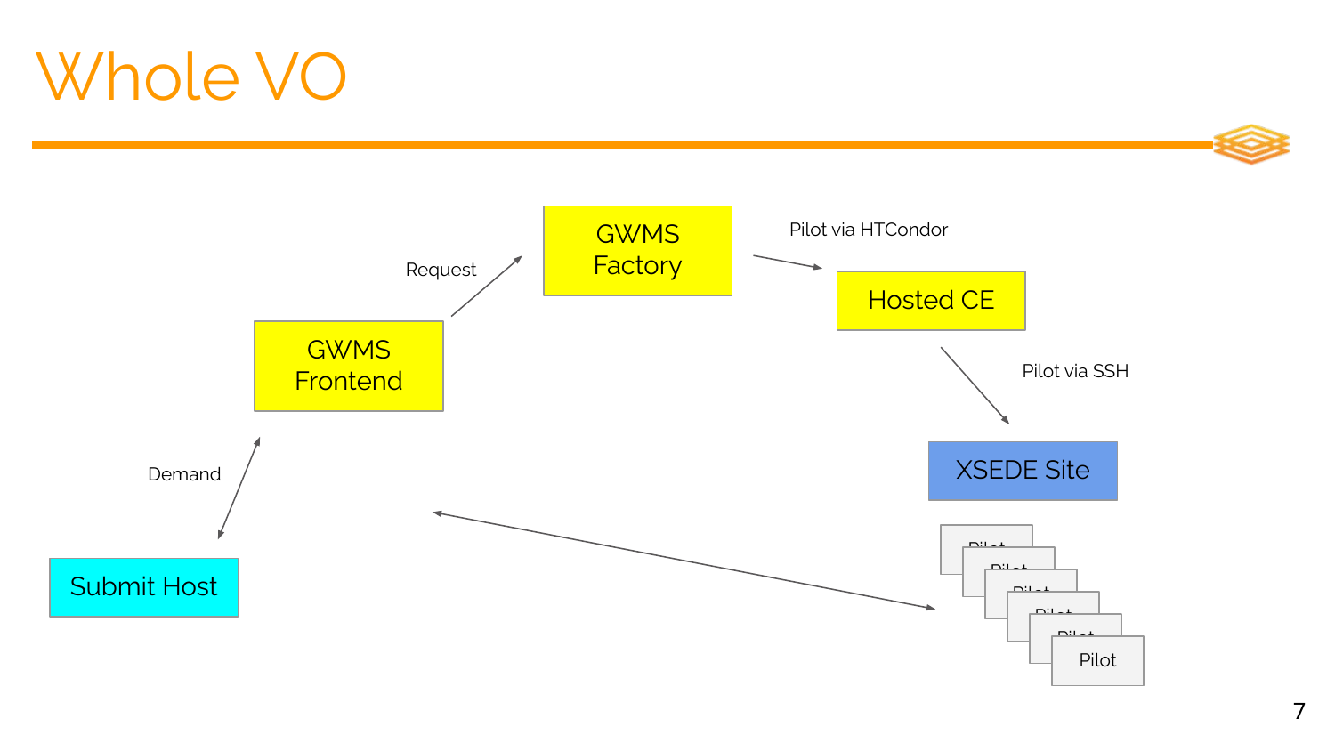# Whole VO

GWMS Factory

Request

Pilot via HTCondor

Hosted CE

GWMS Frontend

Pilot via SSH

XSEDE Site

Demand

Submit Host

Pilot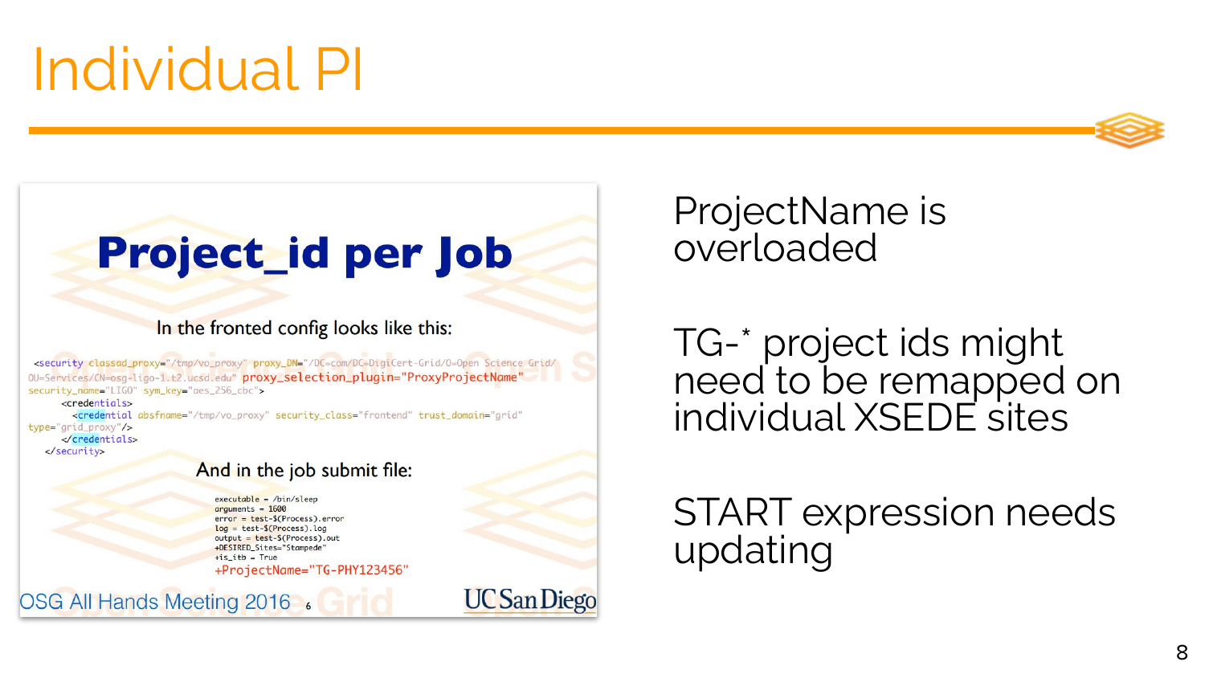# Individual PI

## Project_id per Job

In the fronted config looks like this:

```
<security classad_proxy="/tmp/vo_proxy" proxy_DN="/DC=com/DC=DigiCert-Grid/O=Open Science Grid/
OU=Services/CN=osg-ligo-1.t2.ucsd.edu" proxy_selection_plugin="ProxyProjectName"
security_name="LIGO" sym_key="aes_256_cbc">
    <credentials>
      <credential absfname="/tmp/vo_proxy" security_class="frontend" trust_domain="grid"
type="grid_proxy"/>
    </credentials>
  </security>
```

And in the job submit file:

```
executable = /bin/sleep
arguments = 1600
error = test-$(Process).error
log = test-$(Process).log
output = test-$(Process).out
+DESIRED_Sites="Stampede"
+is_itb = True
+ProjectName="TG-PHY123456"
```

OSG All Hands Meeting 2016 — UC San Diego

ProjectName is overloaded

TG-* project ids might need to be remapped on individual XSEDE sites

START expression needs updating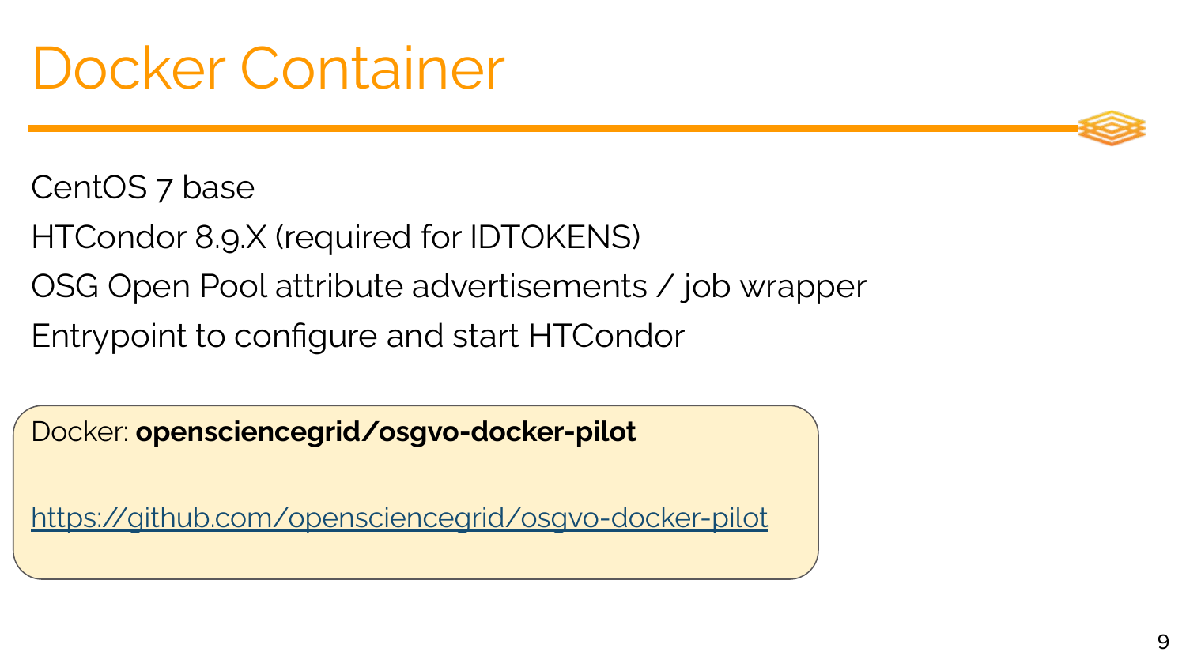# Docker Container

CentOS 7 base

HTCondor 8.9.X (required for IDTOKENS)

OSG Open Pool attribute advertisements / job wrapper

Entrypoint to configure and start HTCondor

Docker: **opensciencegrid/osgvo-docker-pilot**

https://github.com/opensciencegrid/osgvo-docker-pilot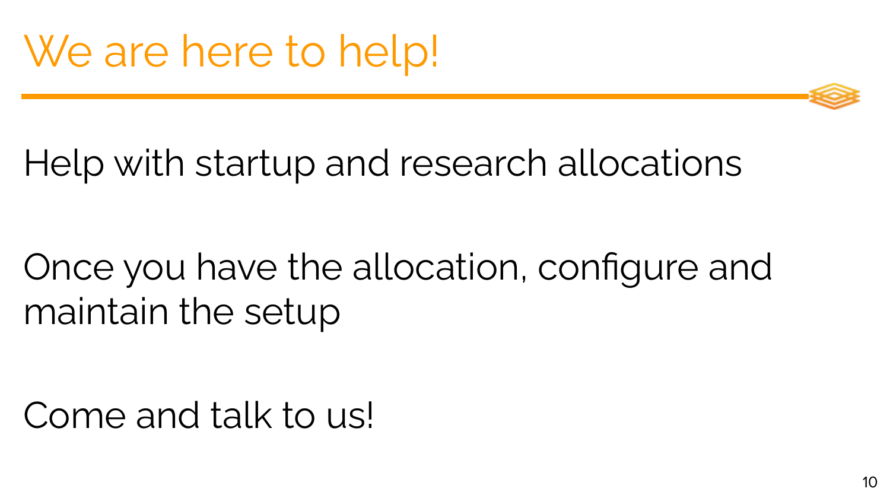# We are here to help!

Help with startup and research allocations

Once you have the allocation, configure and maintain the setup

Come and talk to us!